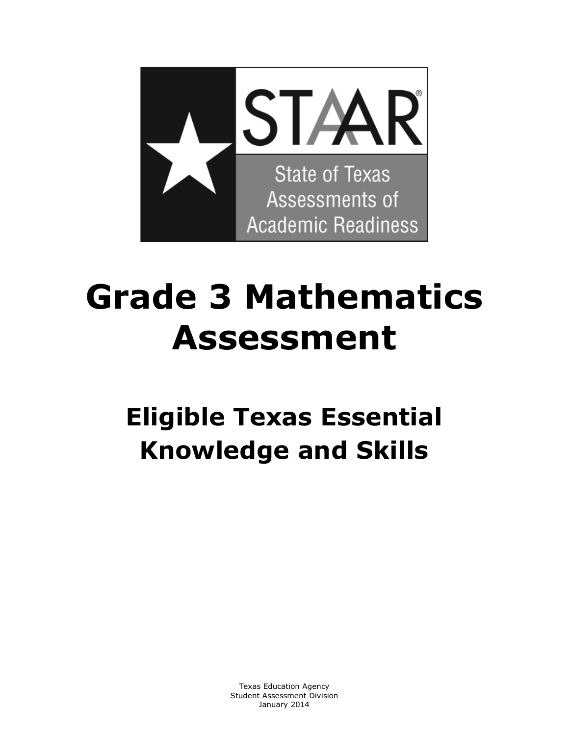STAAR®

State of Texas Assessments of Academic Readiness

# Grade 3 Mathematics Assessment

## Eligible Texas Essential Knowledge and Skills

Texas Education Agency
Student Assessment Division
January 2014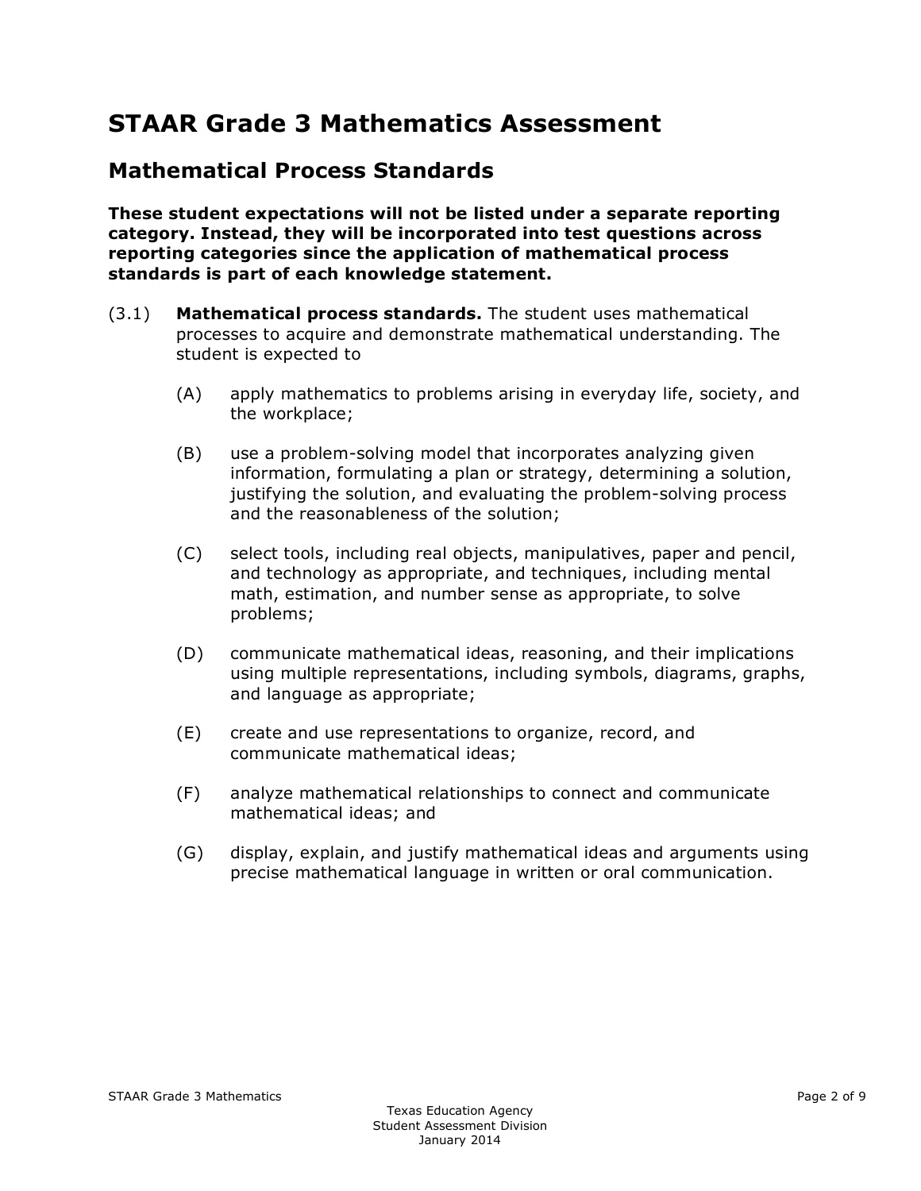# STAAR Grade 3 Mathematics Assessment

## Mathematical Process Standards

**These student expectations will not be listed under a separate reporting category. Instead, they will be incorporated into test questions across reporting categories since the application of mathematical process standards is part of each knowledge statement.**

(3.1) **Mathematical process standards.** The student uses mathematical processes to acquire and demonstrate mathematical understanding. The student is expected to

- (A) apply mathematics to problems arising in everyday life, society, and the workplace;
- (B) use a problem-solving model that incorporates analyzing given information, formulating a plan or strategy, determining a solution, justifying the solution, and evaluating the problem-solving process and the reasonableness of the solution;
- (C) select tools, including real objects, manipulatives, paper and pencil, and technology as appropriate, and techniques, including mental math, estimation, and number sense as appropriate, to solve problems;
- (D) communicate mathematical ideas, reasoning, and their implications using multiple representations, including symbols, diagrams, graphs, and language as appropriate;
- (E) create and use representations to organize, record, and communicate mathematical ideas;
- (F) analyze mathematical relationships to connect and communicate mathematical ideas; and
- (G) display, explain, and justify mathematical ideas and arguments using precise mathematical language in written or oral communication.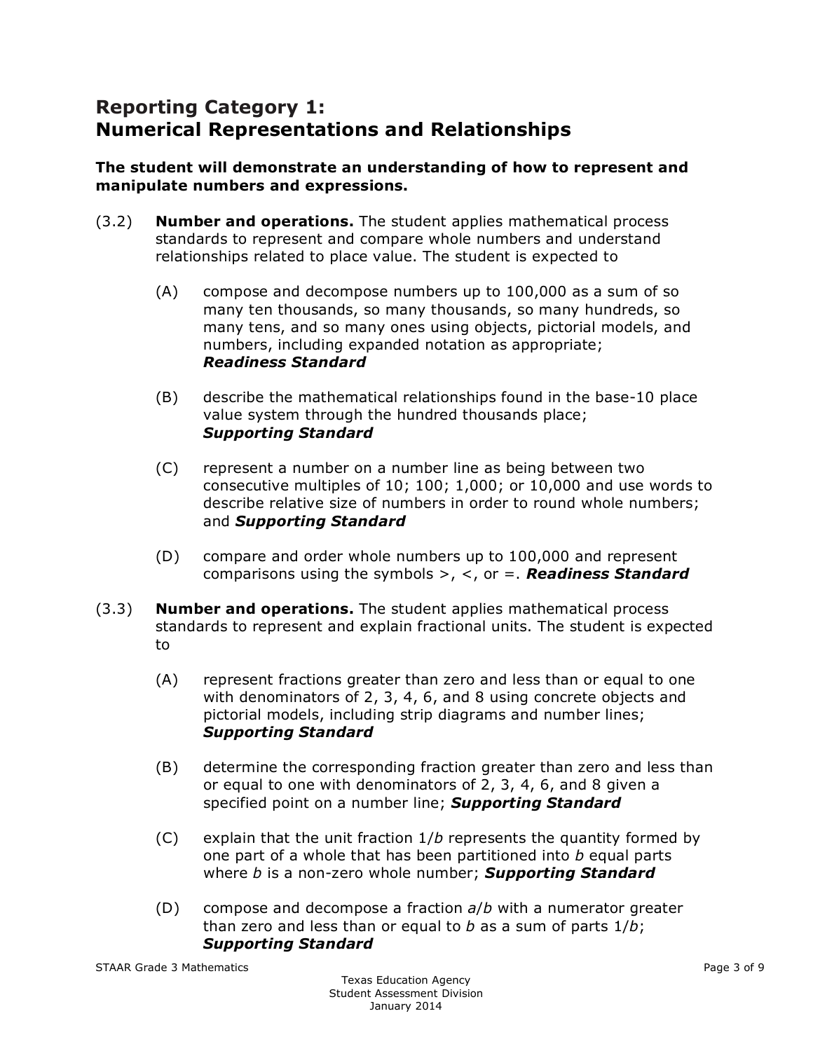## Reporting Category 1: Numerical Representations and Relationships

**The student will demonstrate an understanding of how to represent and manipulate numbers and expressions.**

(3.2) **Number and operations.** The student applies mathematical process standards to represent and compare whole numbers and understand relationships related to place value. The student is expected to

- (A) compose and decompose numbers up to 100,000 as a sum of so many ten thousands, so many thousands, so many hundreds, so many tens, and so many ones using objects, pictorial models, and numbers, including expanded notation as appropriate; ***Readiness Standard***

- (B) describe the mathematical relationships found in the base-10 place value system through the hundred thousands place; ***Supporting Standard***

- (C) represent a number on a number line as being between two consecutive multiples of 10; 100; 1,000; or 10,000 and use words to describe relative size of numbers in order to round whole numbers; and ***Supporting Standard***

- (D) compare and order whole numbers up to 100,000 and represent comparisons using the symbols >, <, or =. ***Readiness Standard***

(3.3) **Number and operations.** The student applies mathematical process standards to represent and explain fractional units. The student is expected to

- (A) represent fractions greater than zero and less than or equal to one with denominators of 2, 3, 4, 6, and 8 using concrete objects and pictorial models, including strip diagrams and number lines; ***Supporting Standard***

- (B) determine the corresponding fraction greater than zero and less than or equal to one with denominators of 2, 3, 4, 6, and 8 given a specified point on a number line; ***Supporting Standard***

- (C) explain that the unit fraction $1/b$ represents the quantity formed by one part of a whole that has been partitioned into $b$ equal parts where $b$ is a non-zero whole number; ***Supporting Standard***

- (D) compose and decompose a fraction $a/b$ with a numerator greater than zero and less than or equal to $b$ as a sum of parts $1/b$; ***Supporting Standard***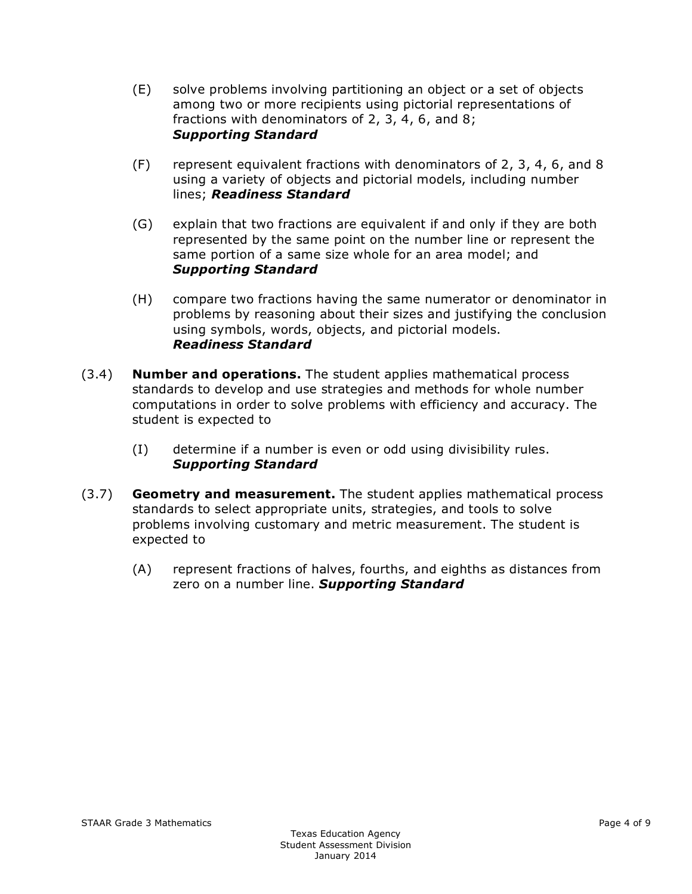(E) solve problems involving partitioning an object or a set of objects among two or more recipients using pictorial representations of fractions with denominators of 2, 3, 4, 6, and 8; ***Supporting Standard***

(F) represent equivalent fractions with denominators of 2, 3, 4, 6, and 8 using a variety of objects and pictorial models, including number lines; ***Readiness Standard***

(G) explain that two fractions are equivalent if and only if they are both represented by the same point on the number line or represent the same portion of a same size whole for an area model; and ***Supporting Standard***

(H) compare two fractions having the same numerator or denominator in problems by reasoning about their sizes and justifying the conclusion using symbols, words, objects, and pictorial models. ***Readiness Standard***

(3.4) **Number and operations.** The student applies mathematical process standards to develop and use strategies and methods for whole number computations in order to solve problems with efficiency and accuracy. The student is expected to

(I) determine if a number is even or odd using divisibility rules. ***Supporting Standard***

(3.7) **Geometry and measurement.** The student applies mathematical process standards to select appropriate units, strategies, and tools to solve problems involving customary and metric measurement. The student is expected to

(A) represent fractions of halves, fourths, and eighths as distances from zero on a number line. ***Supporting Standard***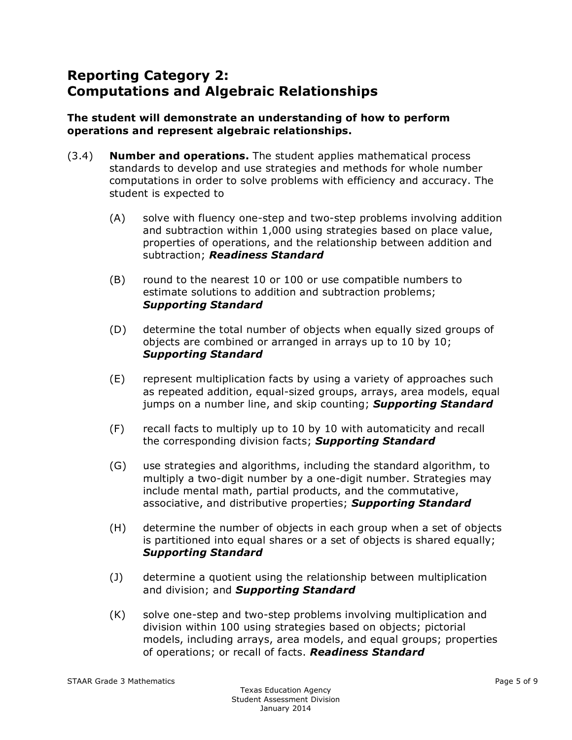## Reporting Category 2: Computations and Algebraic Relationships

**The student will demonstrate an understanding of how to perform operations and represent algebraic relationships.**

(3.4) **Number and operations.** The student applies mathematical process standards to develop and use strategies and methods for whole number computations in order to solve problems with efficiency and accuracy. The student is expected to

- (A) solve with fluency one-step and two-step problems involving addition and subtraction within 1,000 using strategies based on place value, properties of operations, and the relationship between addition and subtraction; ***Readiness Standard***

- (B) round to the nearest 10 or 100 or use compatible numbers to estimate solutions to addition and subtraction problems; ***Supporting Standard***

- (D) determine the total number of objects when equally sized groups of objects are combined or arranged in arrays up to 10 by 10; ***Supporting Standard***

- (E) represent multiplication facts by using a variety of approaches such as repeated addition, equal-sized groups, arrays, area models, equal jumps on a number line, and skip counting; ***Supporting Standard***

- (F) recall facts to multiply up to 10 by 10 with automaticity and recall the corresponding division facts; ***Supporting Standard***

- (G) use strategies and algorithms, including the standard algorithm, to multiply a two-digit number by a one-digit number. Strategies may include mental math, partial products, and the commutative, associative, and distributive properties; ***Supporting Standard***

- (H) determine the number of objects in each group when a set of objects is partitioned into equal shares or a set of objects is shared equally; ***Supporting Standard***

- (J) determine a quotient using the relationship between multiplication and division; and ***Supporting Standard***

- (K) solve one-step and two-step problems involving multiplication and division within 100 using strategies based on objects; pictorial models, including arrays, area models, and equal groups; properties of operations; or recall of facts. ***Readiness Standard***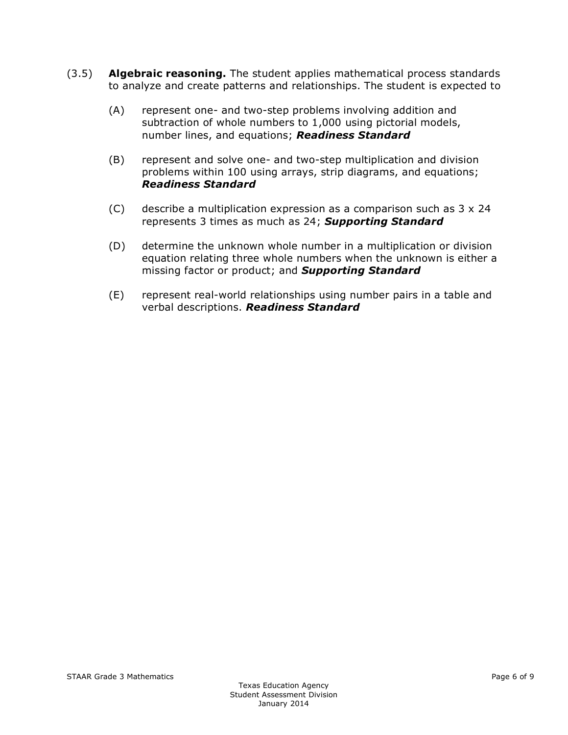(3.5) **Algebraic reasoning.** The student applies mathematical process standards to analyze and create patterns and relationships. The student is expected to

- (A) represent one- and two-step problems involving addition and subtraction of whole numbers to 1,000 using pictorial models, number lines, and equations; ***Readiness Standard***

- (B) represent and solve one- and two-step multiplication and division problems within 100 using arrays, strip diagrams, and equations; ***Readiness Standard***

- (C) describe a multiplication expression as a comparison such as 3 x 24 represents 3 times as much as 24; ***Supporting Standard***

- (D) determine the unknown whole number in a multiplication or division equation relating three whole numbers when the unknown is either a missing factor or product; and ***Supporting Standard***

- (E) represent real-world relationships using number pairs in a table and verbal descriptions. ***Readiness Standard***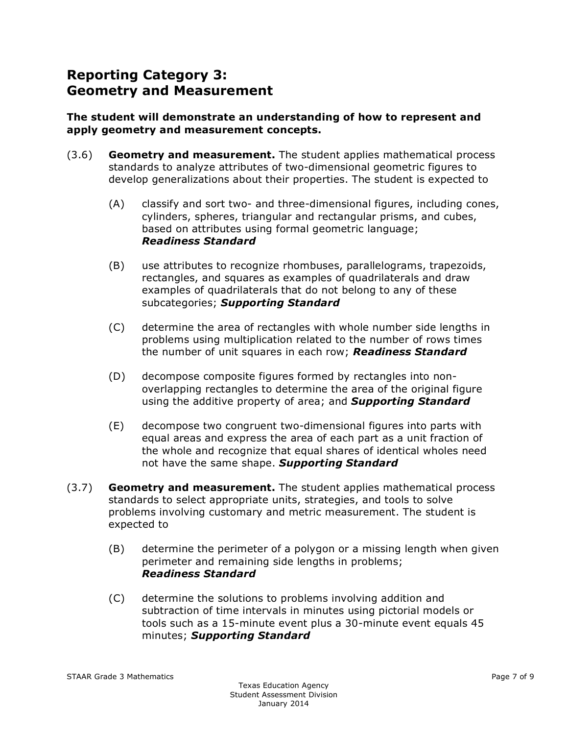## Reporting Category 3: Geometry and Measurement

**The student will demonstrate an understanding of how to represent and apply geometry and measurement concepts.**

(3.6) **Geometry and measurement.** The student applies mathematical process standards to analyze attributes of two-dimensional geometric figures to develop generalizations about their properties. The student is expected to

- (A) classify and sort two- and three-dimensional figures, including cones, cylinders, spheres, triangular and rectangular prisms, and cubes, based on attributes using formal geometric language; ***Readiness Standard***

- (B) use attributes to recognize rhombuses, parallelograms, trapezoids, rectangles, and squares as examples of quadrilaterals and draw examples of quadrilaterals that do not belong to any of these subcategories; ***Supporting Standard***

- (C) determine the area of rectangles with whole number side lengths in problems using multiplication related to the number of rows times the number of unit squares in each row; ***Readiness Standard***

- (D) decompose composite figures formed by rectangles into non-overlapping rectangles to determine the area of the original figure using the additive property of area; and ***Supporting Standard***

- (E) decompose two congruent two-dimensional figures into parts with equal areas and express the area of each part as a unit fraction of the whole and recognize that equal shares of identical wholes need not have the same shape. ***Supporting Standard***

(3.7) **Geometry and measurement.** The student applies mathematical process standards to select appropriate units, strategies, and tools to solve problems involving customary and metric measurement. The student is expected to

- (B) determine the perimeter of a polygon or a missing length when given perimeter and remaining side lengths in problems; ***Readiness Standard***

- (C) determine the solutions to problems involving addition and subtraction of time intervals in minutes using pictorial models or tools such as a 15-minute event plus a 30-minute event equals 45 minutes; ***Supporting Standard***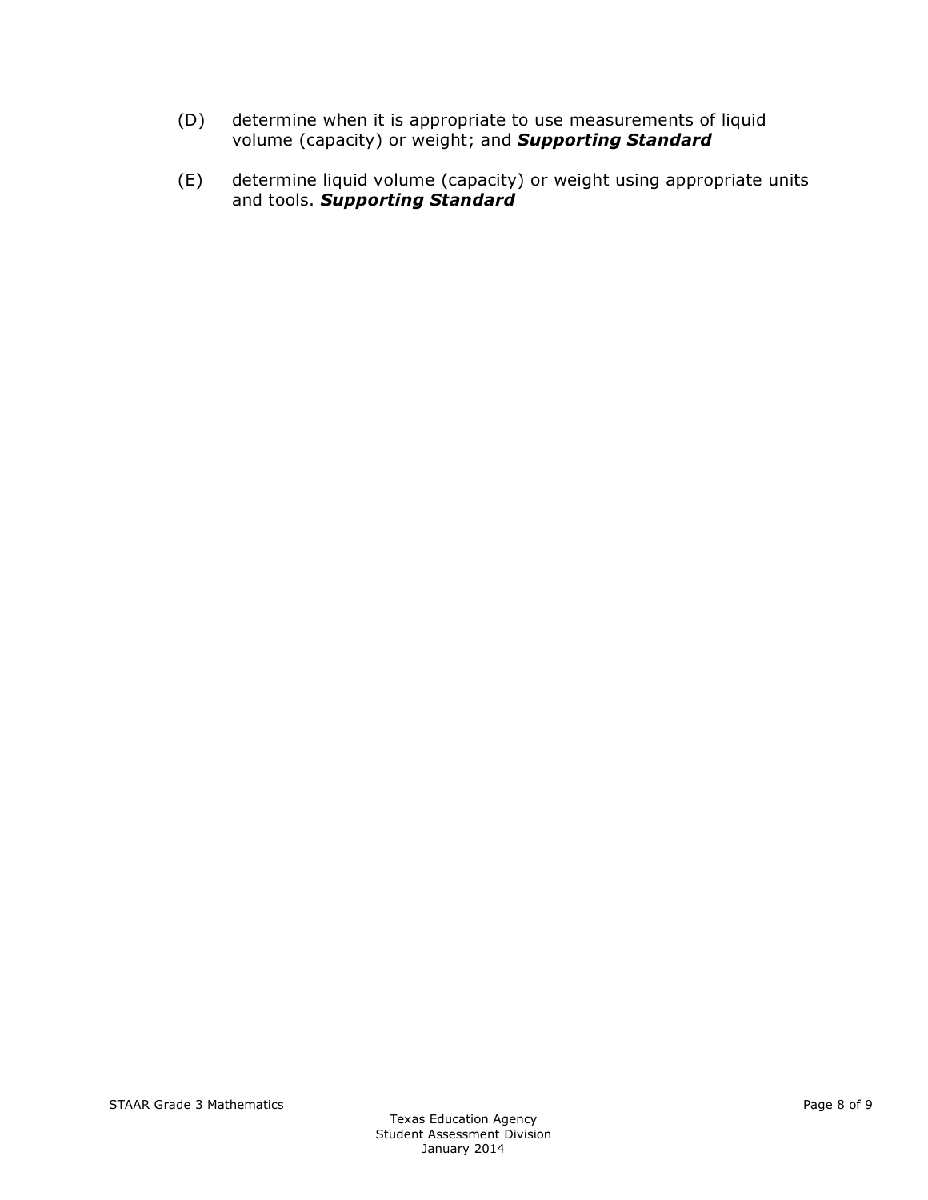(D) determine when it is appropriate to use measurements of liquid volume (capacity) or weight; and ***Supporting Standard***

(E) determine liquid volume (capacity) or weight using appropriate units and tools. ***Supporting Standard***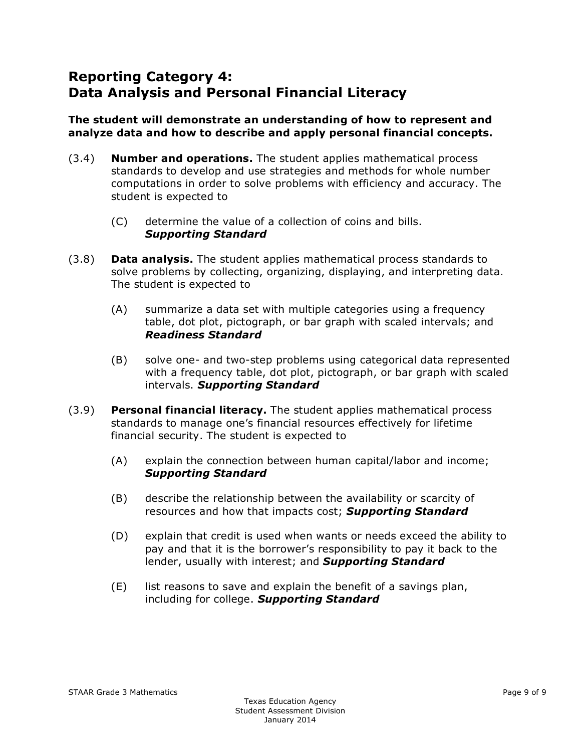## Reporting Category 4: Data Analysis and Personal Financial Literacy

**The student will demonstrate an understanding of how to represent and analyze data and how to describe and apply personal financial concepts.**

(3.4) **Number and operations.** The student applies mathematical process standards to develop and use strategies and methods for whole number computations in order to solve problems with efficiency and accuracy. The student is expected to

- (C) determine the value of a collection of coins and bills. ***Supporting Standard***

(3.8) **Data analysis.** The student applies mathematical process standards to solve problems by collecting, organizing, displaying, and interpreting data. The student is expected to

- (A) summarize a data set with multiple categories using a frequency table, dot plot, pictograph, or bar graph with scaled intervals; and ***Readiness Standard***
- (B) solve one- and two-step problems using categorical data represented with a frequency table, dot plot, pictograph, or bar graph with scaled intervals. ***Supporting Standard***

(3.9) **Personal financial literacy.** The student applies mathematical process standards to manage one's financial resources effectively for lifetime financial security. The student is expected to

- (A) explain the connection between human capital/labor and income; ***Supporting Standard***
- (B) describe the relationship between the availability or scarcity of resources and how that impacts cost; ***Supporting Standard***
- (D) explain that credit is used when wants or needs exceed the ability to pay and that it is the borrower's responsibility to pay it back to the lender, usually with interest; and ***Supporting Standard***
- (E) list reasons to save and explain the benefit of a savings plan, including for college. ***Supporting Standard***

Texas Education Agency
Student Assessment Division
January 2014